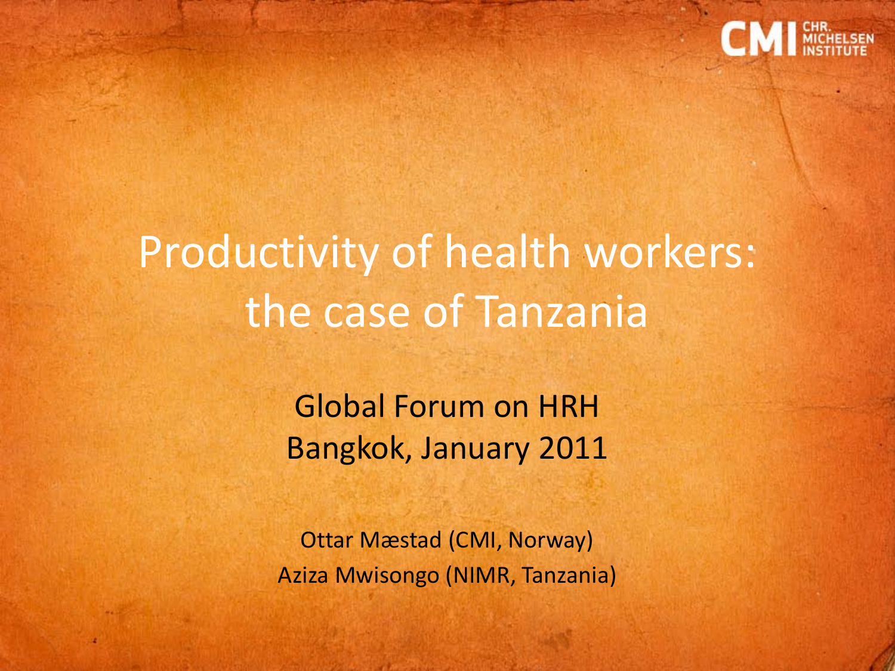# Productivity of health workers: the case of Tanzania

Global Forum on HRH
Bangkok, January 2011

Ottar Mæstad (CMI, Norway)
Aziza Mwisongo (NIMR, Tanzania)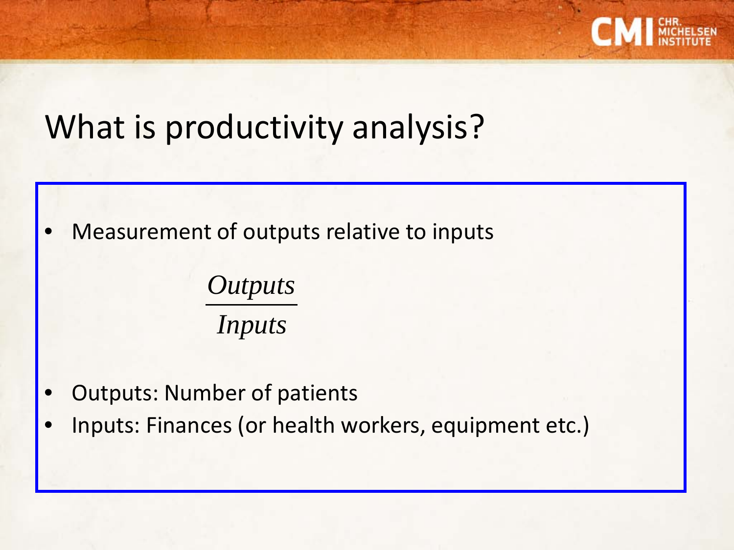# What is productivity analysis?

- Measurement of outputs relative to inputs

$$\frac{Outputs}{Inputs}$$

- Outputs: Number of patients
- Inputs: Finances (or health workers, equipment etc.)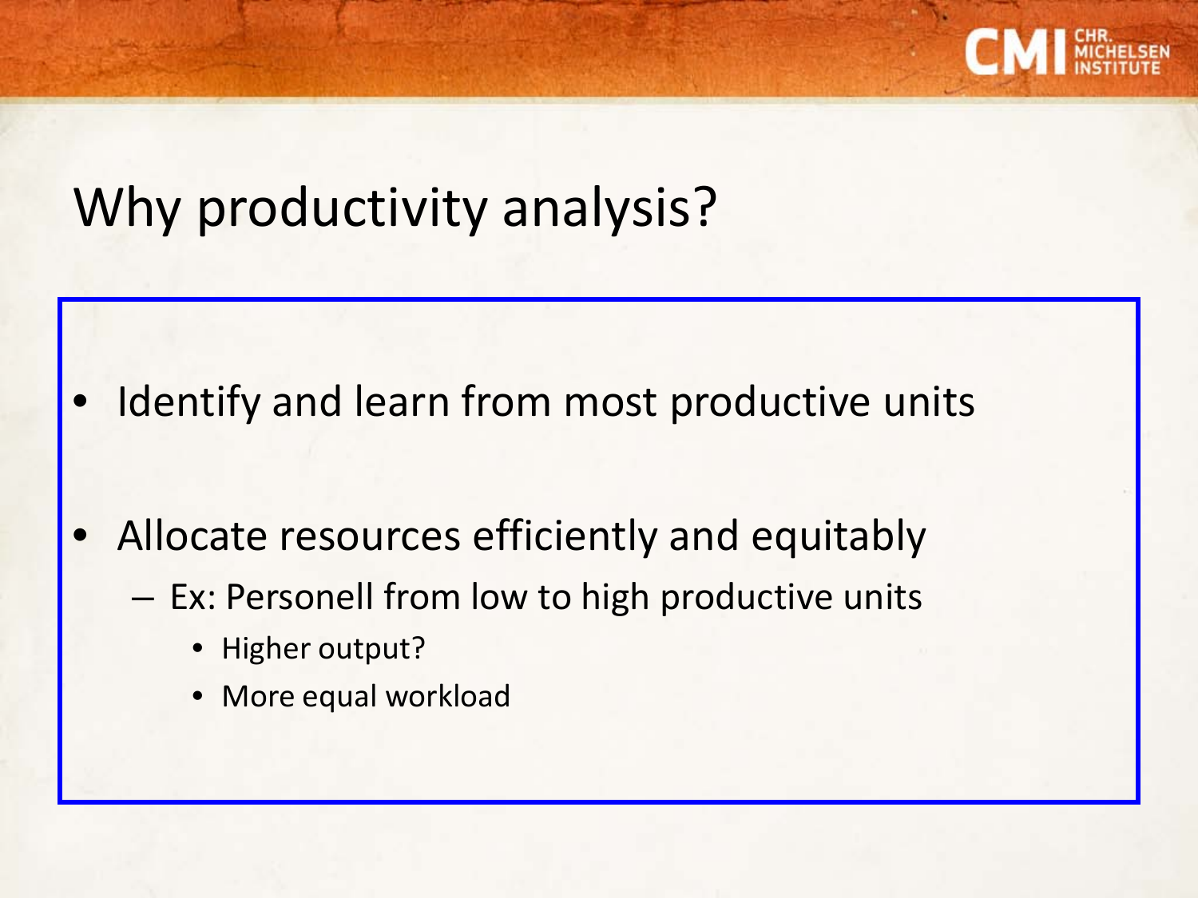# Why productivity analysis?

- Identify and learn from most productive units
- Allocate resources efficiently and equitably
  - Ex: Personell from low to high productive units
    - Higher output?
    - More equal workload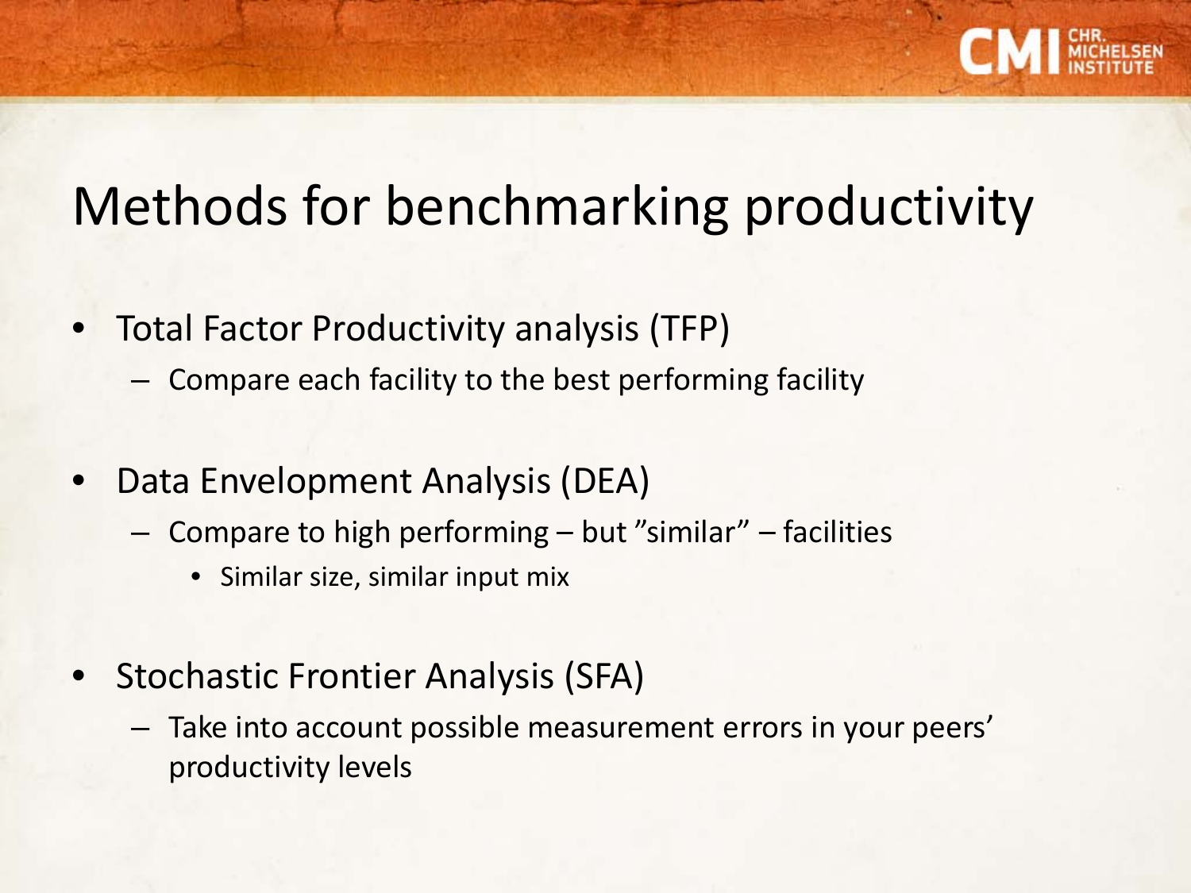# Methods for benchmarking productivity

- Total Factor Productivity analysis (TFP)
  - Compare each facility to the best performing facility
- Data Envelopment Analysis (DEA)
  - Compare to high performing – but ”similar” – facilities
    - Similar size, similar input mix
- Stochastic Frontier Analysis (SFA)
  - Take into account possible measurement errors in your peers' productivity levels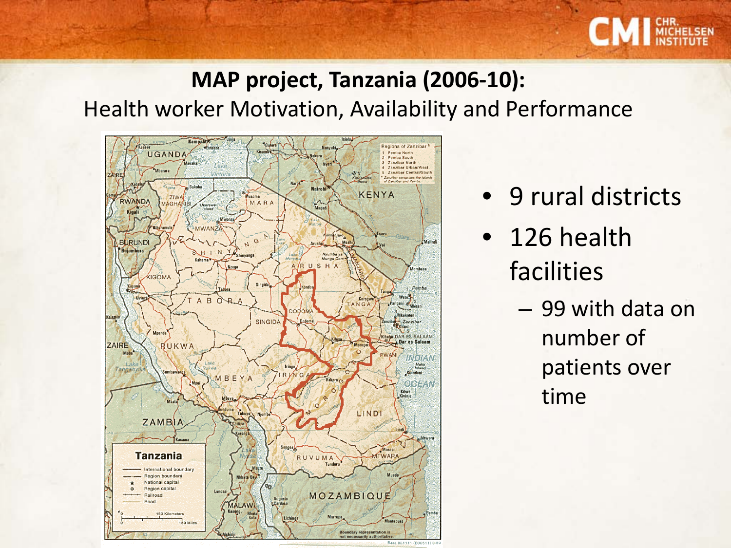## MAP project, Tanzania (2006-10):

Health worker Motivation, Availability and Performance

- 9 rural districts
- 126 health facilities
  - 99 with data on number of patients over time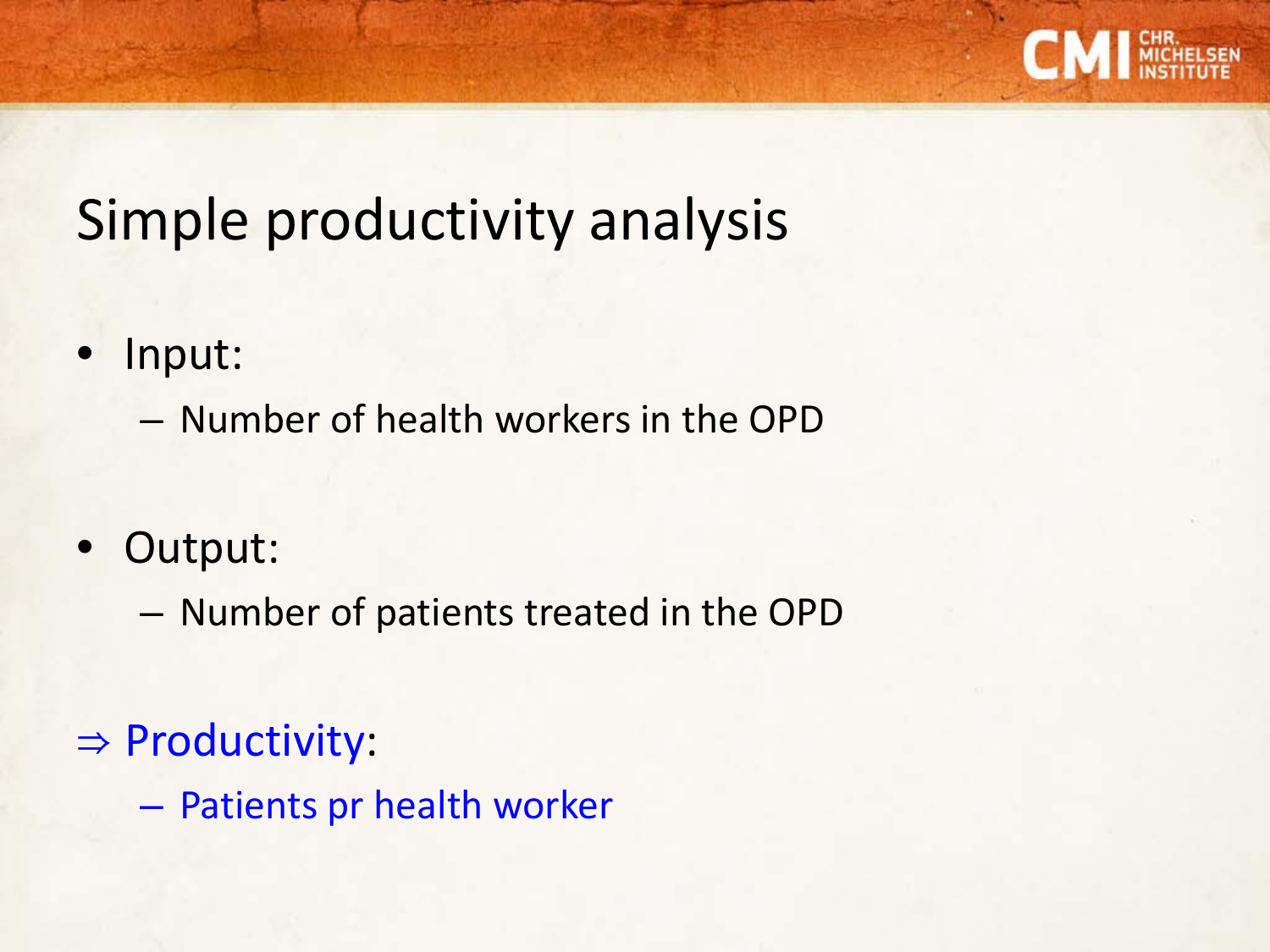# Simple productivity analysis

- Input:
  - Number of health workers in the OPD
- Output:
  - Number of patients treated in the OPD

⇒ Productivity:
  - Patients pr health worker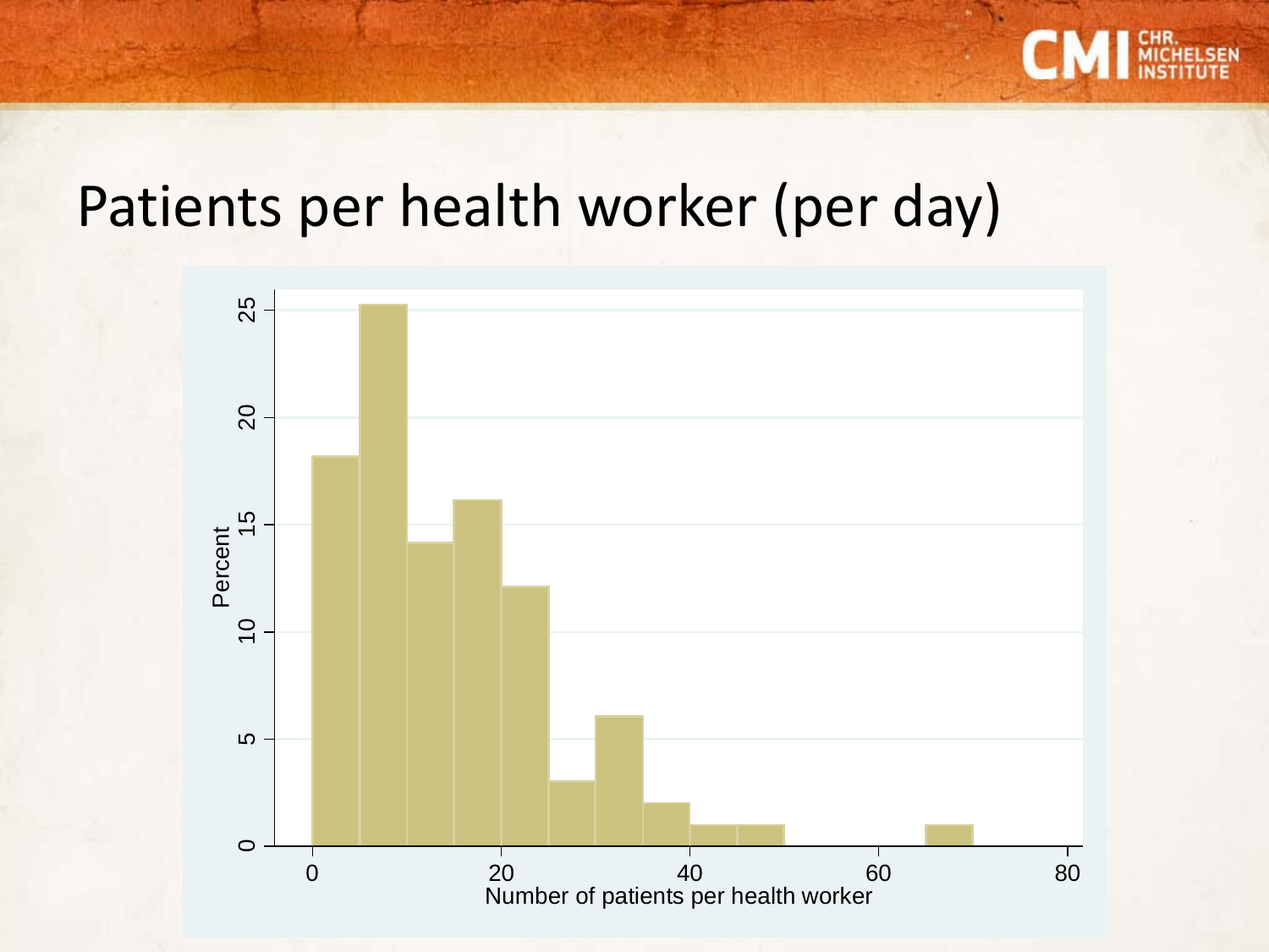# Patients per health worker (per day)

Percent

0 5 10 15 20 25

0 20 40 60 80

Number of patients per health worker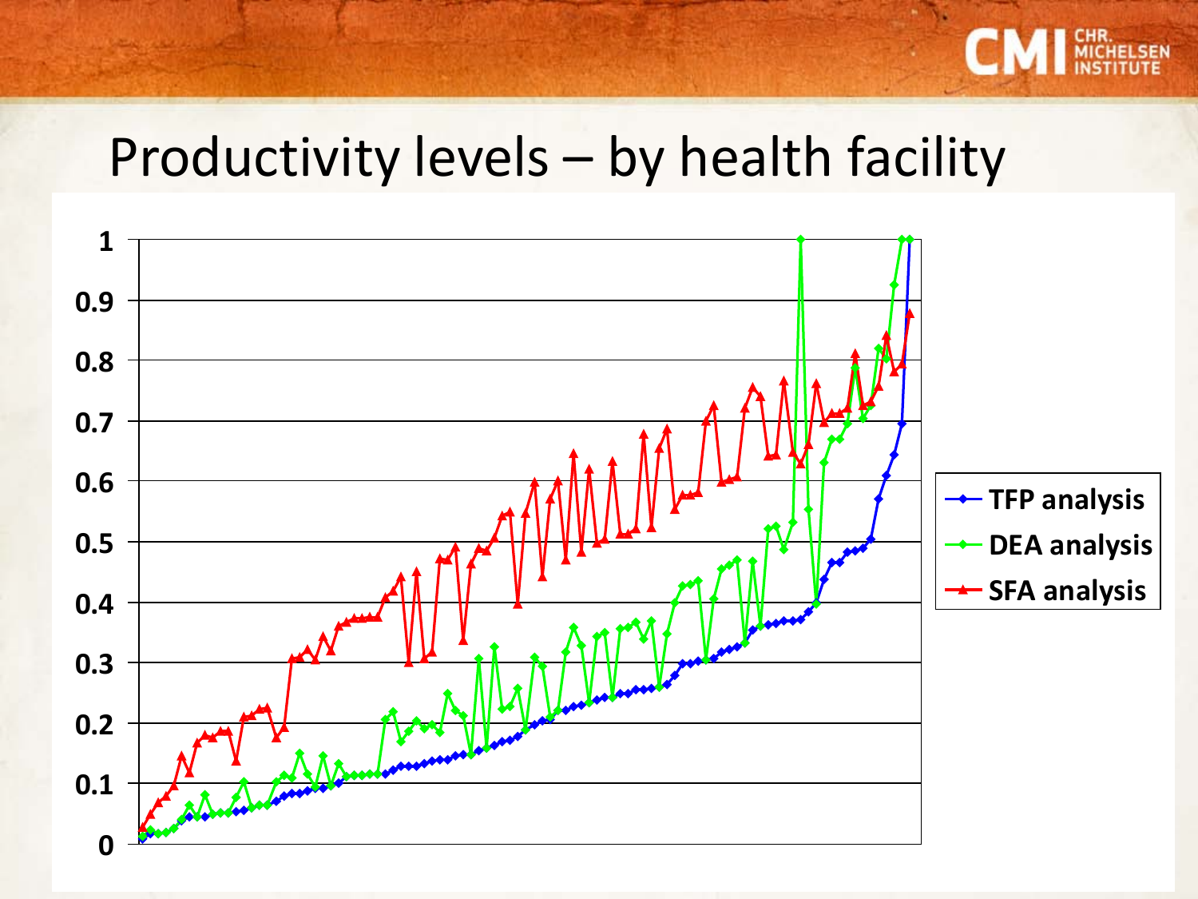# Productivity levels – by health facility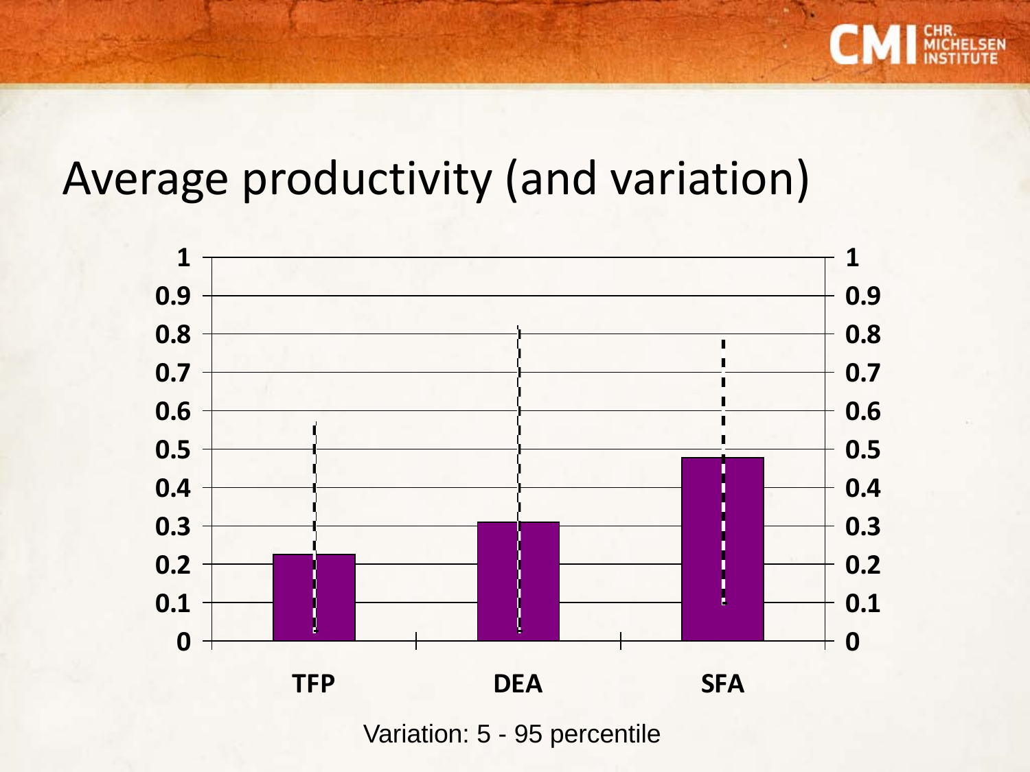# Average productivity (and variation)

| | TFP | DEA | SFA |
|---|---|---|---|
| Average productivity | ~0.23 | ~0.31 | ~0.48 |
| 5 percentile | ~0.02 | ~0.02 | ~0.09 |
| 95 percentile | ~0.57 | ~0.82 | ~0.79 |

Variation: 5 - 95 percentile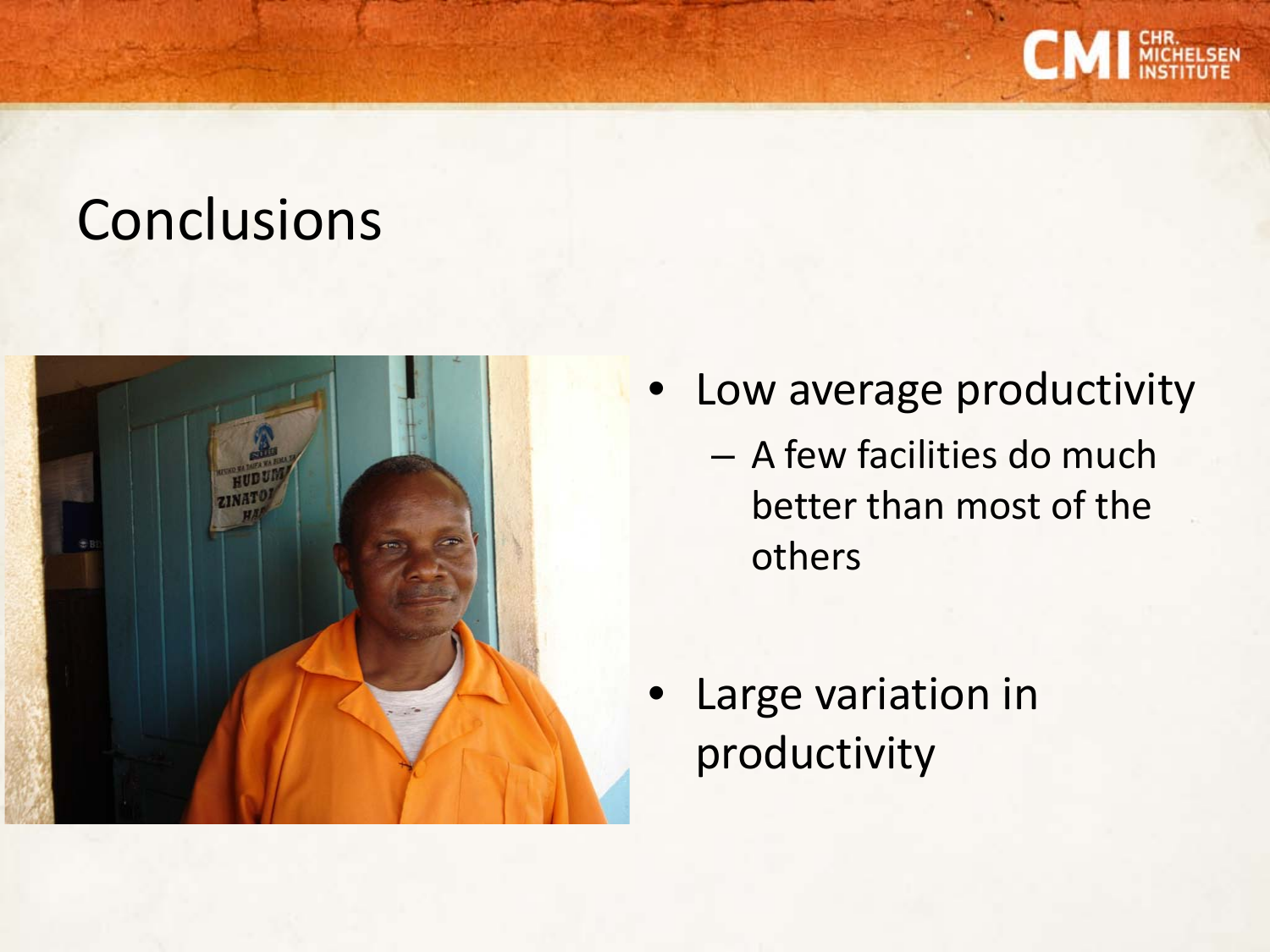# Conclusions

- Low average productivity
  - A few facilities do much better than most of the others
- Large variation in productivity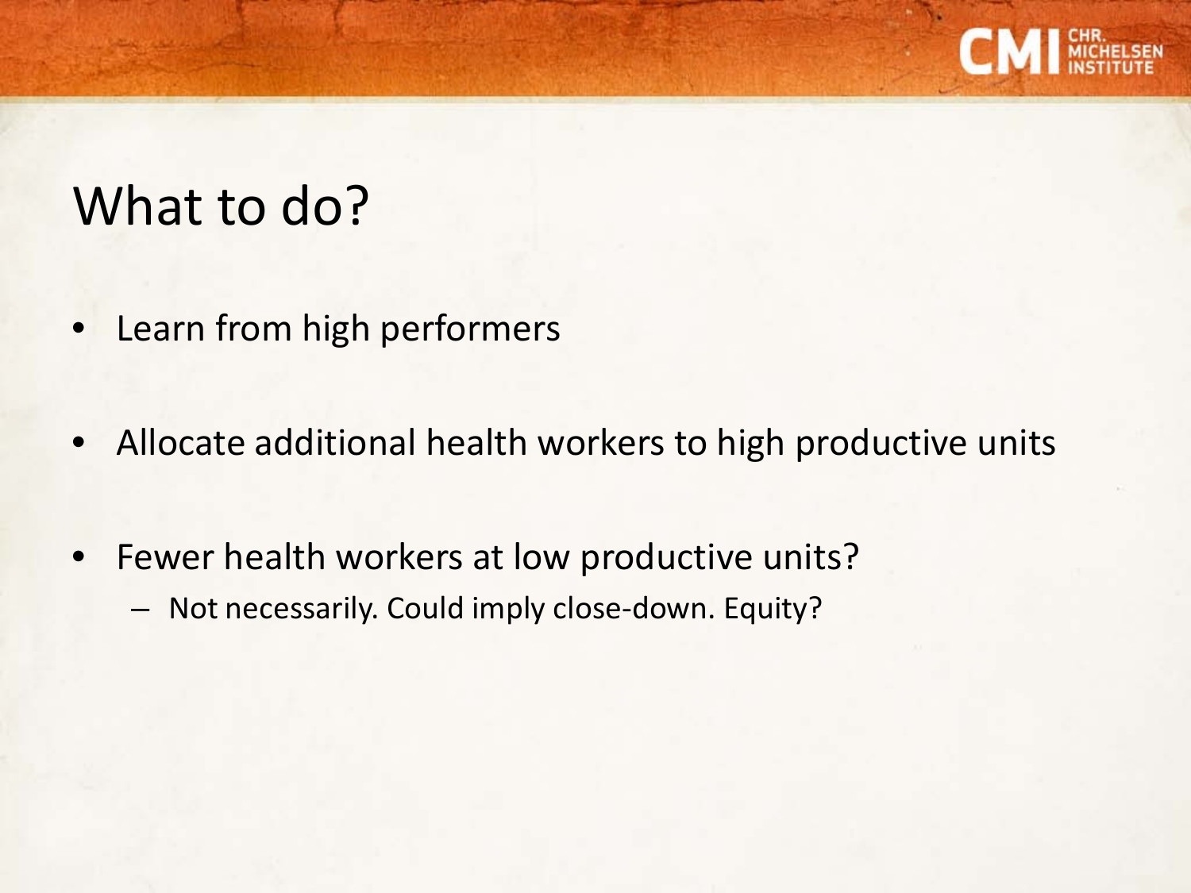# What to do?

- Learn from high performers
- Allocate additional health workers to high productive units
- Fewer health workers at low productive units?
  - Not necessarily. Could imply close-down. Equity?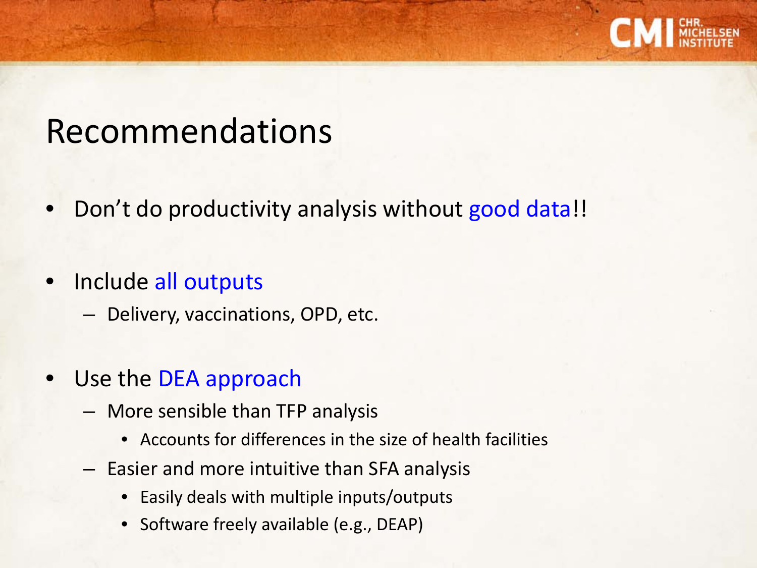# Recommendations

- Don't do productivity analysis without good data!!
- Include all outputs
  - Delivery, vaccinations, OPD, etc.
- Use the DEA approach
  - More sensible than TFP analysis
    - Accounts for differences in the size of health facilities
  - Easier and more intuitive than SFA analysis
    - Easily deals with multiple inputs/outputs
    - Software freely available (e.g., DEAP)